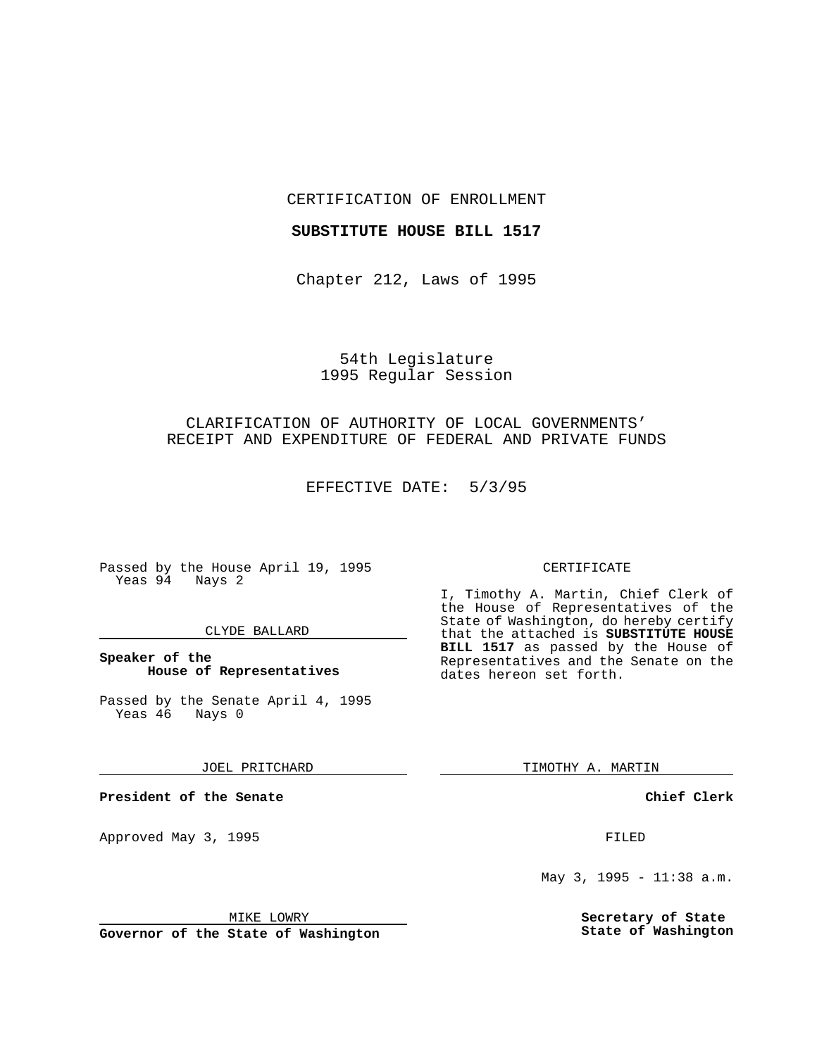CERTIFICATION OF ENROLLMENT

**SUBSTITUTE HOUSE BILL 1517**

Chapter 212, Laws of 1995

54th Legislature
1995 Regular Session

CLARIFICATION OF AUTHORITY OF LOCAL GOVERNMENTS' RECEIPT AND EXPENDITURE OF FEDERAL AND PRIVATE FUNDS

EFFECTIVE DATE: 5/3/95

Passed by the House April 19, 1995
Yeas 94 Nays 2

CLYDE BALLARD

**Speaker of the House of Representatives**

Passed by the Senate April 4, 1995
Yeas 46 Nays 0

JOEL PRITCHARD

**President of the Senate**

Approved May 3, 1995

MIKE LOWRY

**Governor of the State of Washington**

CERTIFICATE

I, Timothy A. Martin, Chief Clerk of the House of Representatives of the State of Washington, do hereby certify that the attached is **SUBSTITUTE HOUSE BILL 1517** as passed by the House of Representatives and the Senate on the dates hereon set forth.

TIMOTHY A. MARTIN

**Chief Clerk**

FILED

May 3, 1995 - 11:38 a.m.

**Secretary of State State of Washington**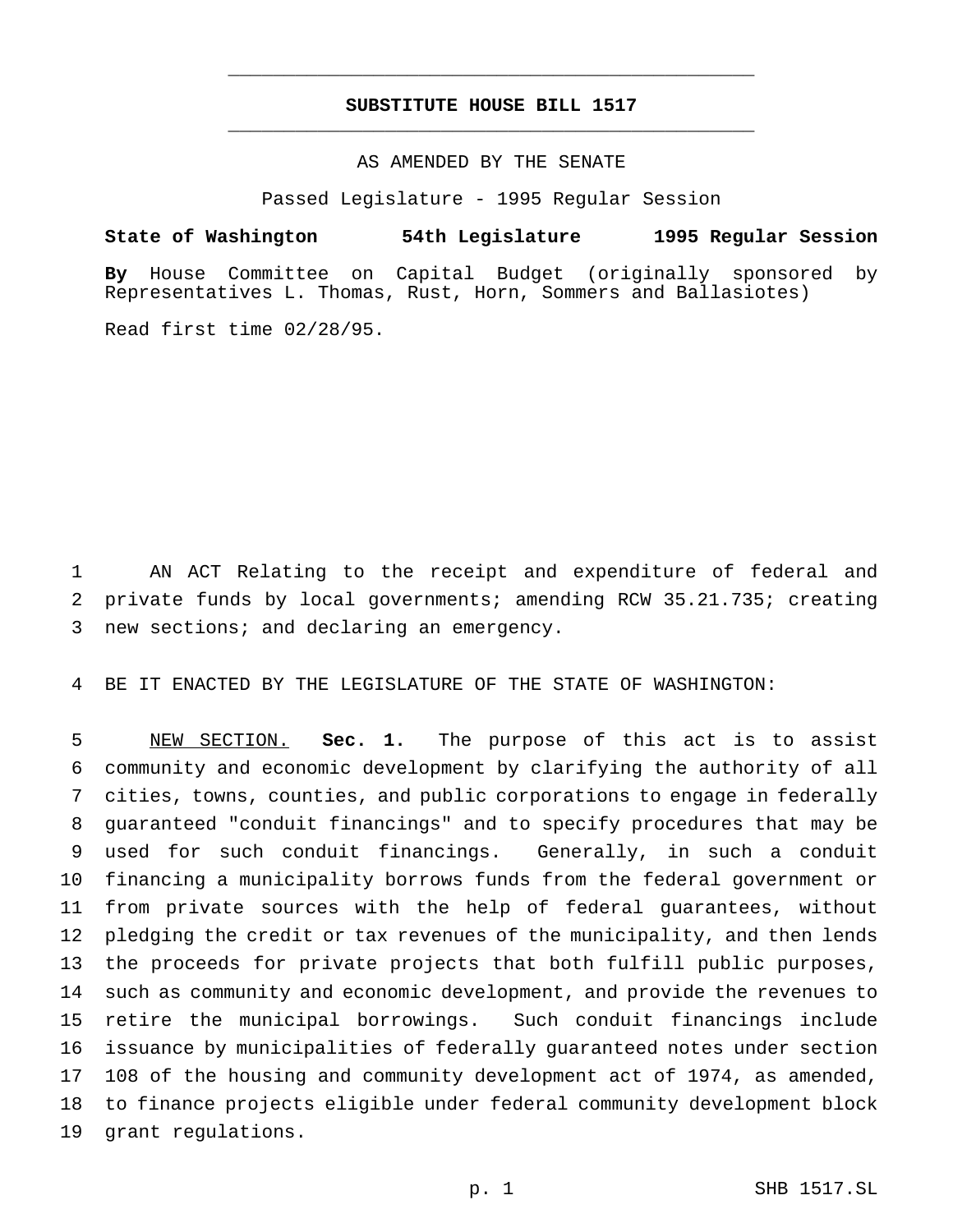# SUBSTITUTE HOUSE BILL 1517

AS AMENDED BY THE SENATE

Passed Legislature - 1995 Regular Session

**State of Washington 54th Legislature 1995 Regular Session**

**By** House Committee on Capital Budget (originally sponsored by Representatives L. Thomas, Rust, Horn, Sommers and Ballasiotes)

Read first time 02/28/95.

AN ACT Relating to the receipt and expenditure of federal and private funds by local governments; amending RCW 35.21.735; creating new sections; and declaring an emergency.

BE IT ENACTED BY THE LEGISLATURE OF THE STATE OF WASHINGTON:

NEW SECTION. **Sec. 1.** The purpose of this act is to assist community and economic development by clarifying the authority of all cities, towns, counties, and public corporations to engage in federally guaranteed "conduit financings" and to specify procedures that may be used for such conduit financings. Generally, in such a conduit financing a municipality borrows funds from the federal government or from private sources with the help of federal guarantees, without pledging the credit or tax revenues of the municipality, and then lends the proceeds for private projects that both fulfill public purposes, such as community and economic development, and provide the revenues to retire the municipal borrowings. Such conduit financings include issuance by municipalities of federally guaranteed notes under section 108 of the housing and community development act of 1974, as amended, to finance projects eligible under federal community development block grant regulations.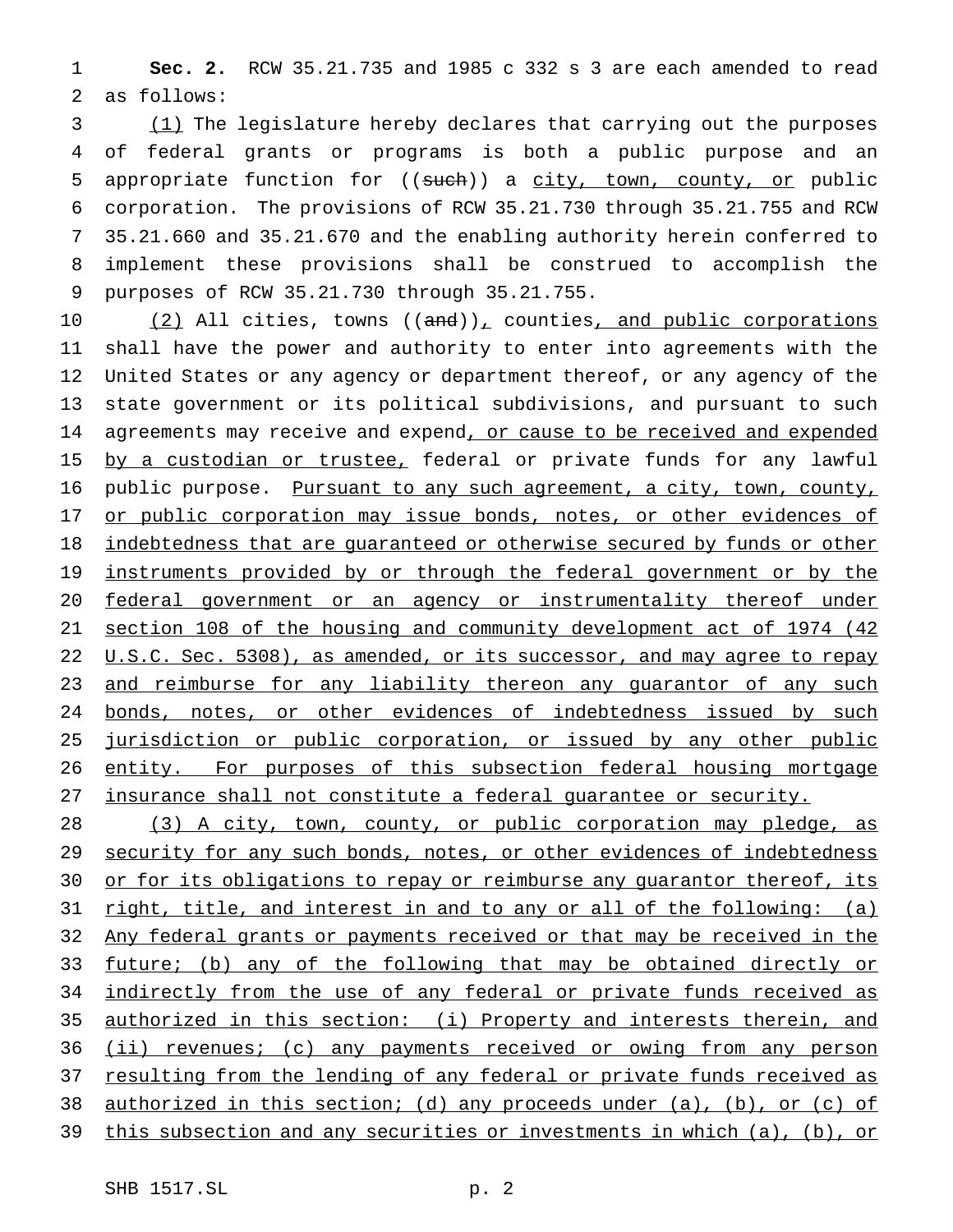**Sec. 2.** RCW 35.21.735 and 1985 c 332 s 3 are each amended to read as follows:

(1) The legislature hereby declares that carrying out the purposes of federal grants or programs is both a public purpose and an appropriate function for ((such)) a city, town, county, or public corporation. The provisions of RCW 35.21.730 through 35.21.755 and RCW 35.21.660 and 35.21.670 and the enabling authority herein conferred to implement these provisions shall be construed to accomplish the purposes of RCW 35.21.730 through 35.21.755.

(2) All cities, towns ((and)), counties, and public corporations shall have the power and authority to enter into agreements with the United States or any agency or department thereof, or any agency of the state government or its political subdivisions, and pursuant to such agreements may receive and expend, or cause to be received and expended by a custodian or trustee, federal or private funds for any lawful public purpose. Pursuant to any such agreement, a city, town, county, or public corporation may issue bonds, notes, or other evidences of indebtedness that are guaranteed or otherwise secured by funds or other instruments provided by or through the federal government or by the federal government or an agency or instrumentality thereof under section 108 of the housing and community development act of 1974 (42 U.S.C. Sec. 5308), as amended, or its successor, and may agree to repay and reimburse for any liability thereon any guarantor of any such bonds, notes, or other evidences of indebtedness issued by such jurisdiction or public corporation, or issued by any other public entity. For purposes of this subsection federal housing mortgage insurance shall not constitute a federal guarantee or security.

(3) A city, town, county, or public corporation may pledge, as security for any such bonds, notes, or other evidences of indebtedness or for its obligations to repay or reimburse any guarantor thereof, its right, title, and interest in and to any or all of the following: (a) Any federal grants or payments received or that may be received in the future; (b) any of the following that may be obtained directly or indirectly from the use of any federal or private funds received as authorized in this section: (i) Property and interests therein, and (ii) revenues; (c) any payments received or owing from any person resulting from the lending of any federal or private funds received as authorized in this section; (d) any proceeds under (a), (b), or (c) of this subsection and any securities or investments in which (a), (b), or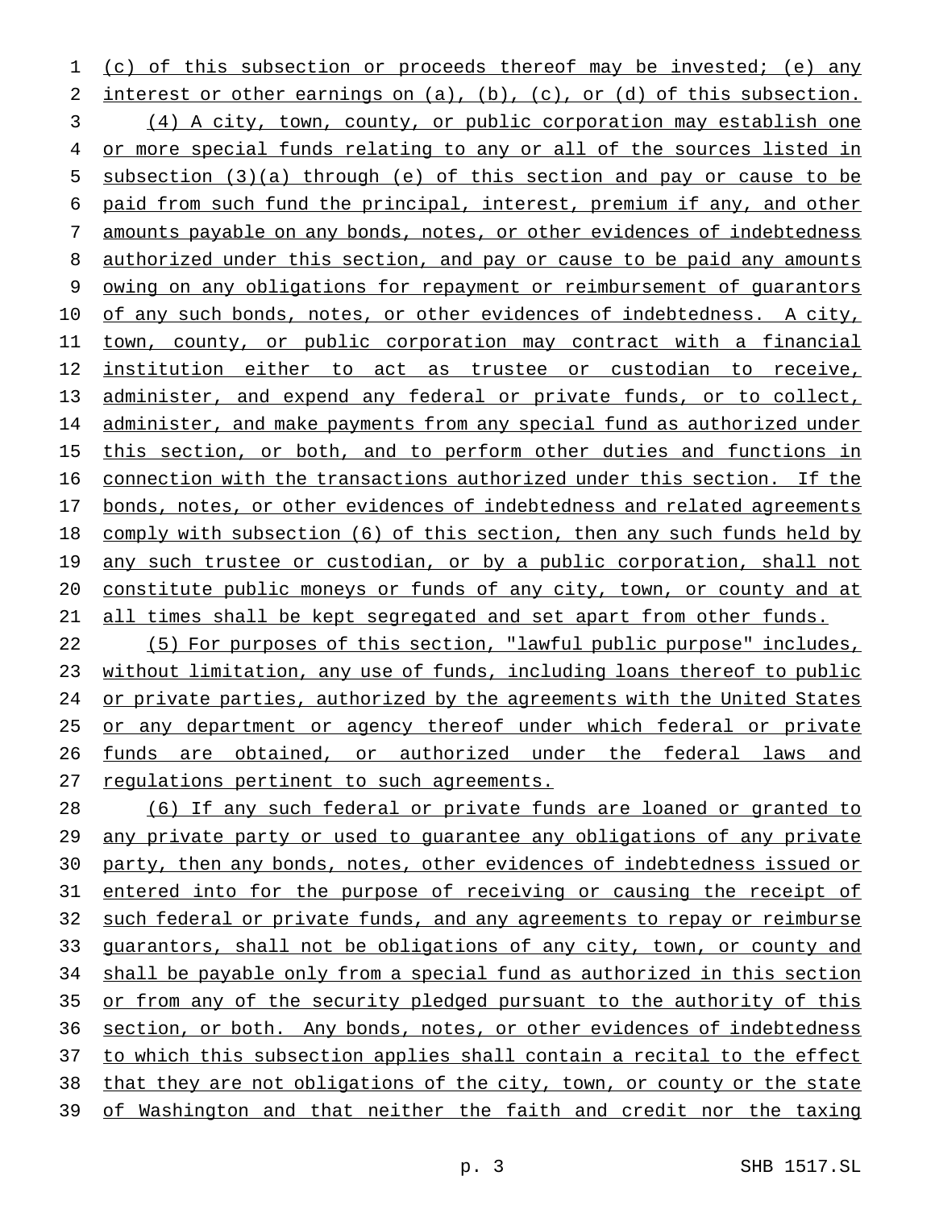(c) of this subsection or proceeds thereof may be invested; (e) any interest or other earnings on (a), (b), (c), or (d) of this subsection.

(4) A city, town, county, or public corporation may establish one or more special funds relating to any or all of the sources listed in subsection (3)(a) through (e) of this section and pay or cause to be paid from such fund the principal, interest, premium if any, and other amounts payable on any bonds, notes, or other evidences of indebtedness authorized under this section, and pay or cause to be paid any amounts owing on any obligations for repayment or reimbursement of guarantors of any such bonds, notes, or other evidences of indebtedness. A city, town, county, or public corporation may contract with a financial institution either to act as trustee or custodian to receive, administer, and expend any federal or private funds, or to collect, administer, and make payments from any special fund as authorized under this section, or both, and to perform other duties and functions in connection with the transactions authorized under this section. If the bonds, notes, or other evidences of indebtedness and related agreements comply with subsection (6) of this section, then any such funds held by any such trustee or custodian, or by a public corporation, shall not constitute public moneys or funds of any city, town, or county and at all times shall be kept segregated and set apart from other funds.

(5) For purposes of this section, "lawful public purpose" includes, without limitation, any use of funds, including loans thereof to public or private parties, authorized by the agreements with the United States or any department or agency thereof under which federal or private funds are obtained, or authorized under the federal laws and regulations pertinent to such agreements.

(6) If any such federal or private funds are loaned or granted to any private party or used to guarantee any obligations of any private party, then any bonds, notes, other evidences of indebtedness issued or entered into for the purpose of receiving or causing the receipt of such federal or private funds, and any agreements to repay or reimburse guarantors, shall not be obligations of any city, town, or county and shall be payable only from a special fund as authorized in this section or from any of the security pledged pursuant to the authority of this section, or both. Any bonds, notes, or other evidences of indebtedness to which this subsection applies shall contain a recital to the effect that they are not obligations of the city, town, or county or the state of Washington and that neither the faith and credit nor the taxing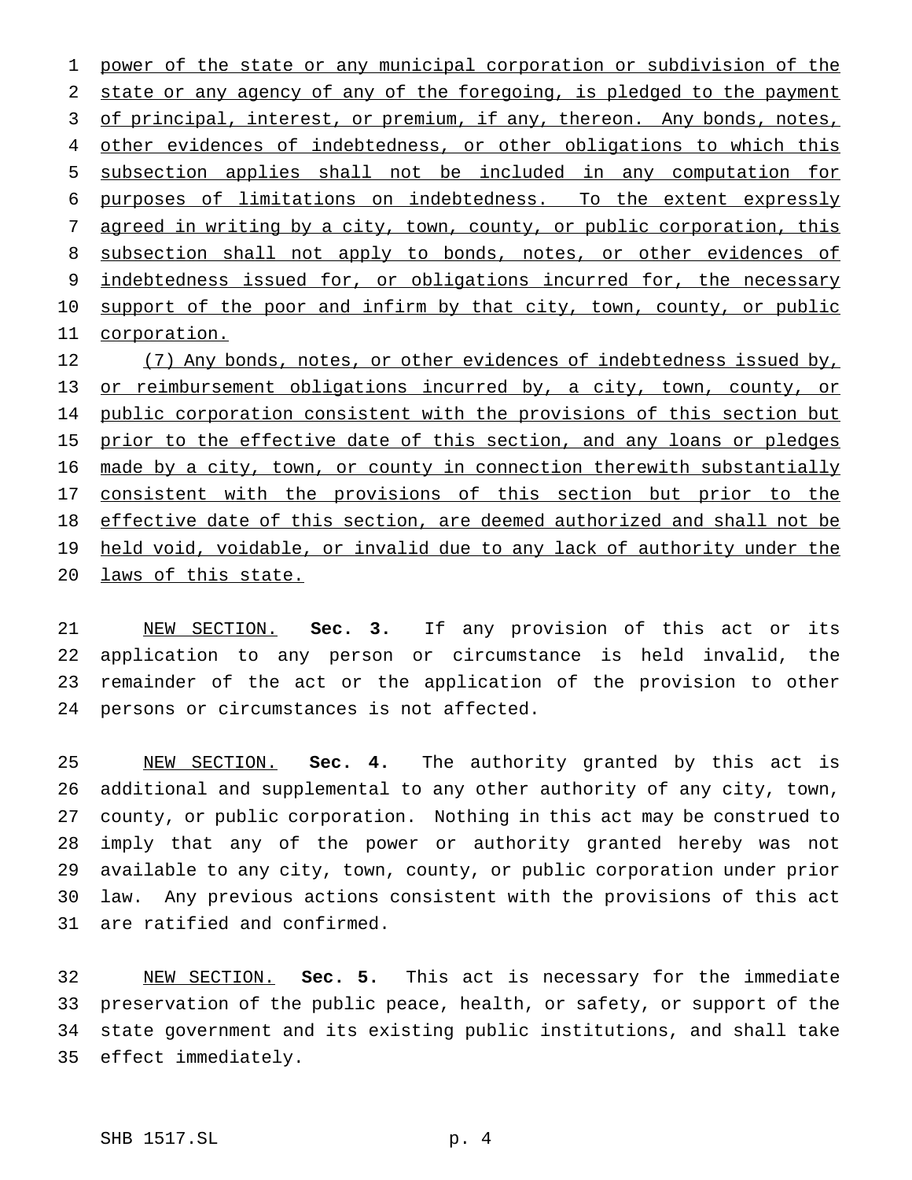power of the state or any municipal corporation or subdivision of the state or any agency of any of the foregoing, is pledged to the payment of principal, interest, or premium, if any, thereon. Any bonds, notes, other evidences of indebtedness, or other obligations to which this subsection applies shall not be included in any computation for purposes of limitations on indebtedness. To the extent expressly agreed in writing by a city, town, county, or public corporation, this subsection shall not apply to bonds, notes, or other evidences of indebtedness issued for, or obligations incurred for, the necessary support of the poor and infirm by that city, town, county, or public corporation.

(7) Any bonds, notes, or other evidences of indebtedness issued by, or reimbursement obligations incurred by, a city, town, county, or public corporation consistent with the provisions of this section but prior to the effective date of this section, and any loans or pledges made by a city, town, or county in connection therewith substantially consistent with the provisions of this section but prior to the effective date of this section, are deemed authorized and shall not be held void, voidable, or invalid due to any lack of authority under the laws of this state.

NEW SECTION. **Sec. 3.** If any provision of this act or its application to any person or circumstance is held invalid, the remainder of the act or the application of the provision to other persons or circumstances is not affected.

NEW SECTION. **Sec. 4.** The authority granted by this act is additional and supplemental to any other authority of any city, town, county, or public corporation. Nothing in this act may be construed to imply that any of the power or authority granted hereby was not available to any city, town, county, or public corporation under prior law. Any previous actions consistent with the provisions of this act are ratified and confirmed.

NEW SECTION. **Sec. 5.** This act is necessary for the immediate preservation of the public peace, health, or safety, or support of the state government and its existing public institutions, and shall take effect immediately.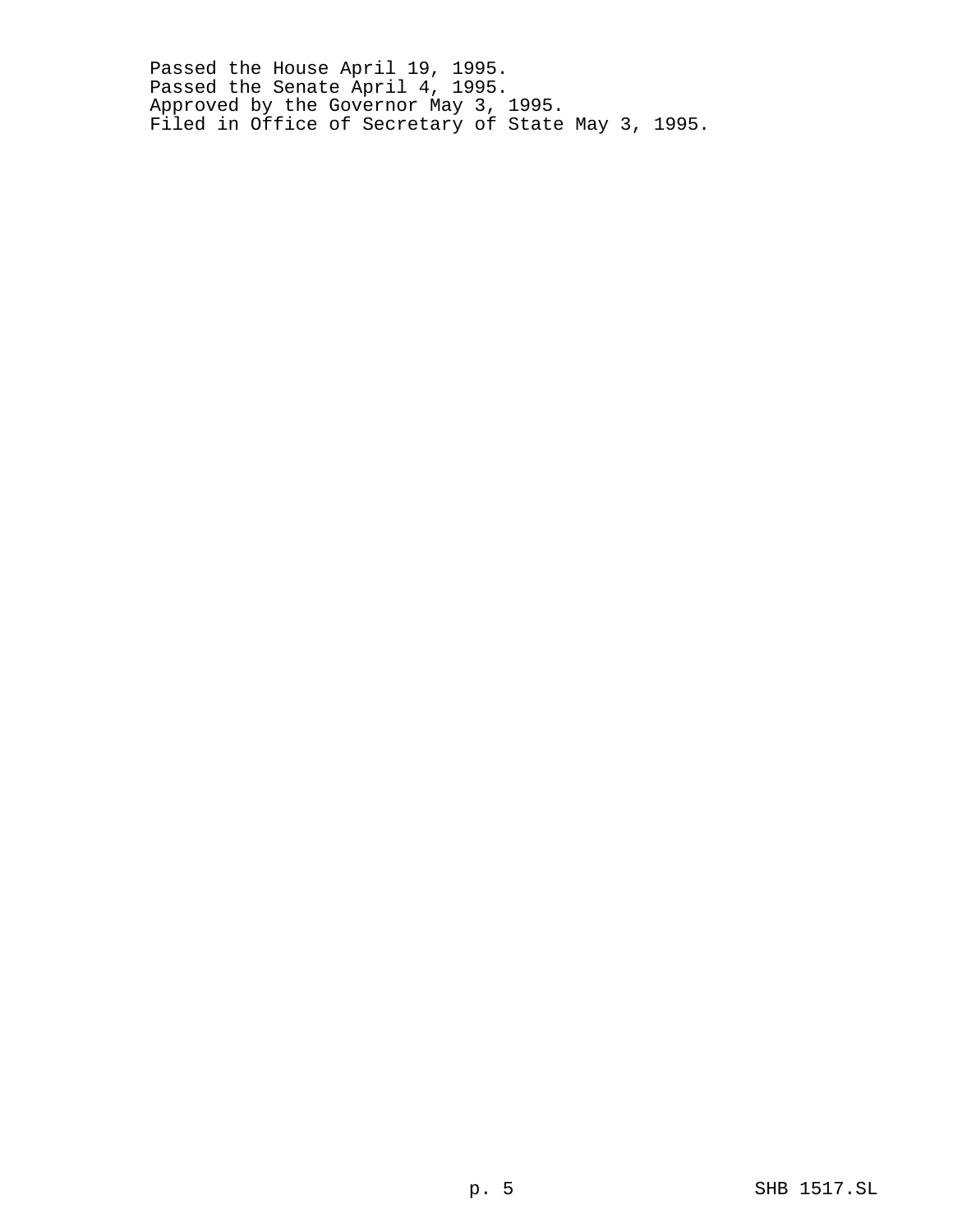Passed the House April 19, 1995.
Passed the Senate April 4, 1995.
Approved by the Governor May 3, 1995.
Filed in Office of Secretary of State May 3, 1995.